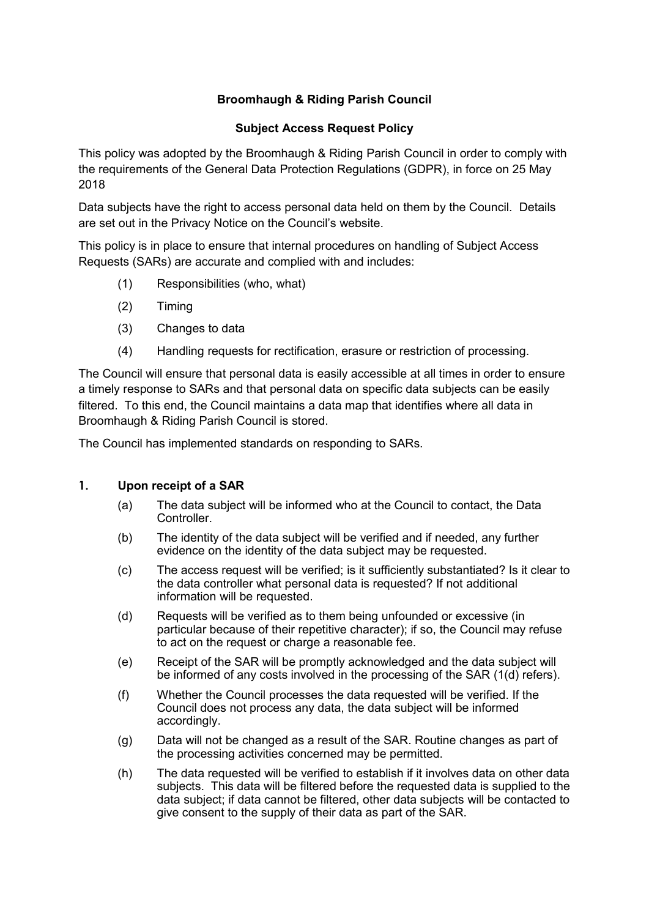**Broomhaugh & Riding Parish Council**

**Subject Access Request Policy**

This policy was adopted by the Broomhaugh & Riding Parish Council in order to comply with the requirements of the General Data Protection Regulations (GDPR), in force on 25 May 2018

Data subjects have the right to access personal data held on them by the Council. Details are set out in the Privacy Notice on the Council's website.

This policy is in place to ensure that internal procedures on handling of Subject Access Requests (SARs) are accurate and complied with and includes:

(1) Responsibilities (who, what)

(2) Timing

(3) Changes to data

(4) Handling requests for rectification, erasure or restriction of processing.

The Council will ensure that personal data is easily accessible at all times in order to ensure a timely response to SARs and that personal data on specific data subjects can be easily filtered. To this end, the Council maintains a data map that identifies where all data in Broomhaugh & Riding Parish Council is stored.

The Council has implemented standards on responding to SARs.

## 1. Upon receipt of a SAR

(a) The data subject will be informed who at the Council to contact, the Data Controller.

(b) The identity of the data subject will be verified and if needed, any further evidence on the identity of the data subject may be requested.

(c) The access request will be verified; is it sufficiently substantiated? Is it clear to the data controller what personal data is requested? If not additional information will be requested.

(d) Requests will be verified as to them being unfounded or excessive (in particular because of their repetitive character); if so, the Council may refuse to act on the request or charge a reasonable fee.

(e) Receipt of the SAR will be promptly acknowledged and the data subject will be informed of any costs involved in the processing of the SAR (1(d) refers).

(f) Whether the Council processes the data requested will be verified. If the Council does not process any data, the data subject will be informed accordingly.

(g) Data will not be changed as a result of the SAR. Routine changes as part of the processing activities concerned may be permitted.

(h) The data requested will be verified to establish if it involves data on other data subjects. This data will be filtered before the requested data is supplied to the data subject; if data cannot be filtered, other data subjects will be contacted to give consent to the supply of their data as part of the SAR.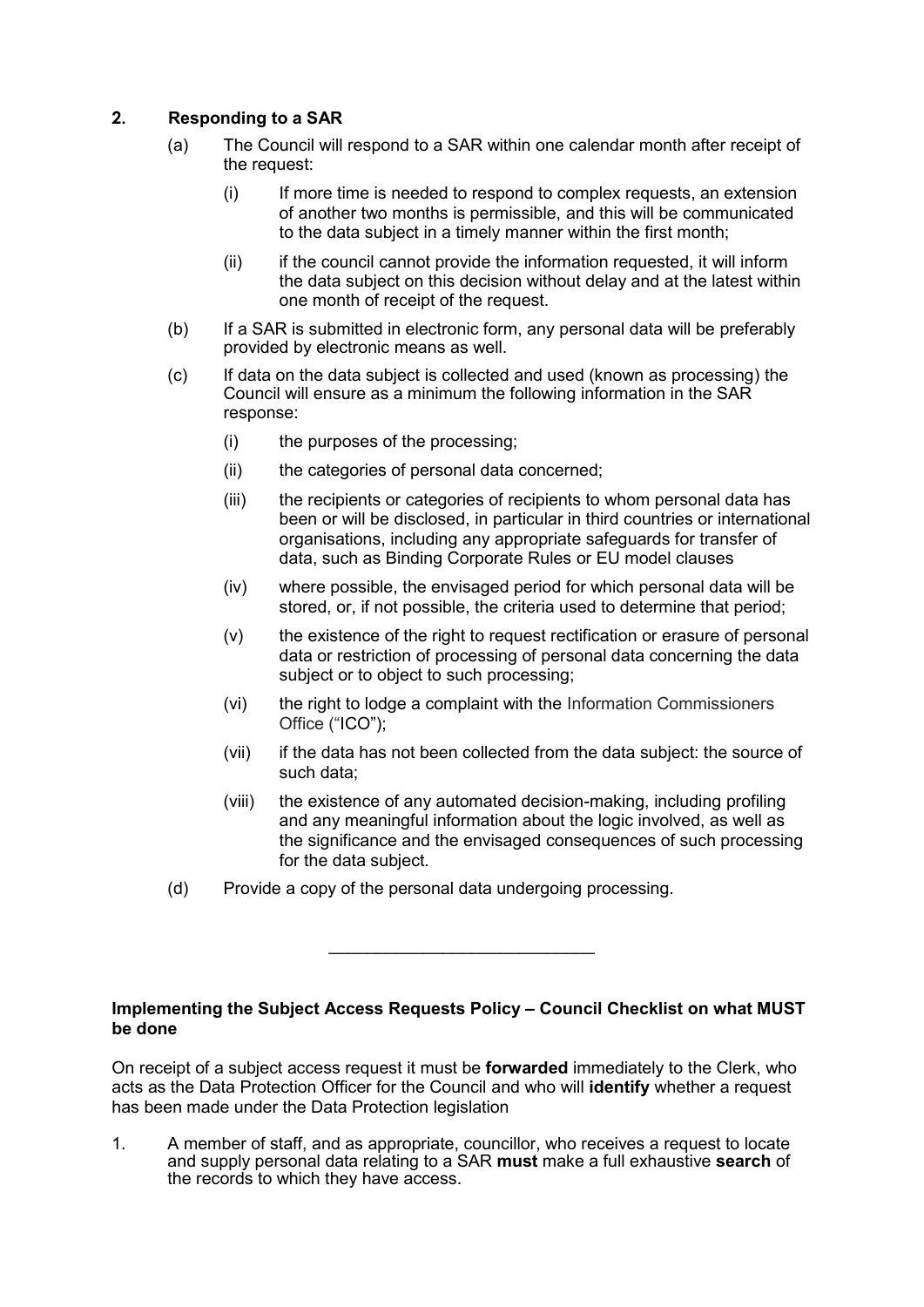## 2. Responding to a SAR

(a) The Council will respond to a SAR within one calendar month after receipt of the request:

  (i) If more time is needed to respond to complex requests, an extension of another two months is permissible, and this will be communicated to the data subject in a timely manner within the first month;

  (ii) if the council cannot provide the information requested, it will inform the data subject on this decision without delay and at the latest within one month of receipt of the request.

(b) If a SAR is submitted in electronic form, any personal data will be preferably provided by electronic means as well.

(c) If data on the data subject is collected and used (known as processing) the Council will ensure as a minimum the following information in the SAR response:

  (i) the purposes of the processing;

  (ii) the categories of personal data concerned;

  (iii) the recipients or categories of recipients to whom personal data has been or will be disclosed, in particular in third countries or international organisations, including any appropriate safeguards for transfer of data, such as Binding Corporate Rules or EU model clauses

  (iv) where possible, the envisaged period for which personal data will be stored, or, if not possible, the criteria used to determine that period;

  (v) the existence of the right to request rectification or erasure of personal data or restriction of processing of personal data concerning the data subject or to object to such processing;

  (vi) the right to lodge a complaint with the Information Commissioners Office ("ICO");

  (vii) if the data has not been collected from the data subject: the source of such data;

  (viii) the existence of any automated decision-making, including profiling and any meaningful information about the logic involved, as well as the significance and the envisaged consequences of such processing for the data subject.

(d) Provide a copy of the personal data undergoing processing.

---

**Implementing the Subject Access Requests Policy – Council Checklist on what MUST be done**

On receipt of a subject access request it must be **forwarded** immediately to the Clerk, who acts as the Data Protection Officer for the Council and who will **identify** whether a request has been made under the Data Protection legislation

1. A member of staff, and as appropriate, councillor, who receives a request to locate and supply personal data relating to a SAR **must** make a full exhaustive **search** of the records to which they have access.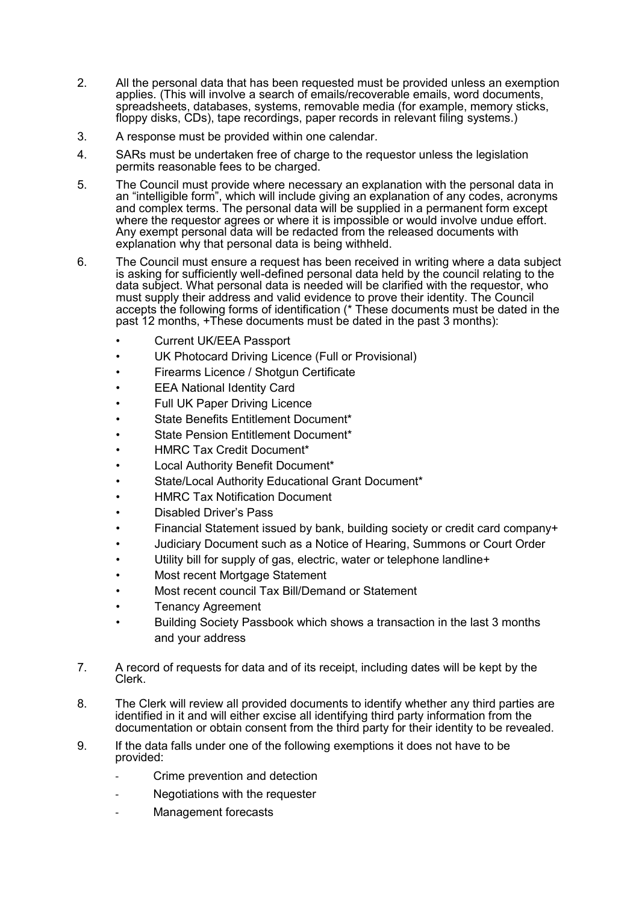2. All the personal data that has been requested must be provided unless an exemption applies. (This will involve a search of emails/recoverable emails, word documents, spreadsheets, databases, systems, removable media (for example, memory sticks, floppy disks, CDs), tape recordings, paper records in relevant filing systems.)

3. A response must be provided within one calendar.

4. SARs must be undertaken free of charge to the requestor unless the legislation permits reasonable fees to be charged.

5. The Council must provide where necessary an explanation with the personal data in an "intelligible form", which will include giving an explanation of any codes, acronyms and complex terms. The personal data will be supplied in a permanent form except where the requestor agrees or where it is impossible or would involve undue effort. Any exempt personal data will be redacted from the released documents with explanation why that personal data is being withheld.

6. The Council must ensure a request has been received in writing where a data subject is asking for sufficiently well-defined personal data held by the council relating to the data subject. What personal data is needed will be clarified with the requestor, who must supply their address and valid evidence to prove their identity. The Council accepts the following forms of identification (* These documents must be dated in the past 12 months, +These documents must be dated in the past 3 months):

   - Current UK/EEA Passport
   - UK Photocard Driving Licence (Full or Provisional)
   - Firearms Licence / Shotgun Certificate
   - EEA National Identity Card
   - Full UK Paper Driving Licence
   - State Benefits Entitlement Document*
   - State Pension Entitlement Document*
   - HMRC Tax Credit Document*
   - Local Authority Benefit Document*
   - State/Local Authority Educational Grant Document*
   - HMRC Tax Notification Document
   - Disabled Driver's Pass
   - Financial Statement issued by bank, building society or credit card company+
   - Judiciary Document such as a Notice of Hearing, Summons or Court Order
   - Utility bill for supply of gas, electric, water or telephone landline+
   - Most recent Mortgage Statement
   - Most recent council Tax Bill/Demand or Statement
   - Tenancy Agreement
   - Building Society Passbook which shows a transaction in the last 3 months and your address

7. A record of requests for data and of its receipt, including dates will be kept by the Clerk.

8. The Clerk will review all provided documents to identify whether any third parties are identified in it and will either excise all identifying third party information from the documentation or obtain consent from the third party for their identity to be revealed.

9. If the data falls under one of the following exemptions it does not have to be provided:

   - Crime prevention and detection
   - Negotiations with the requester
   - Management forecasts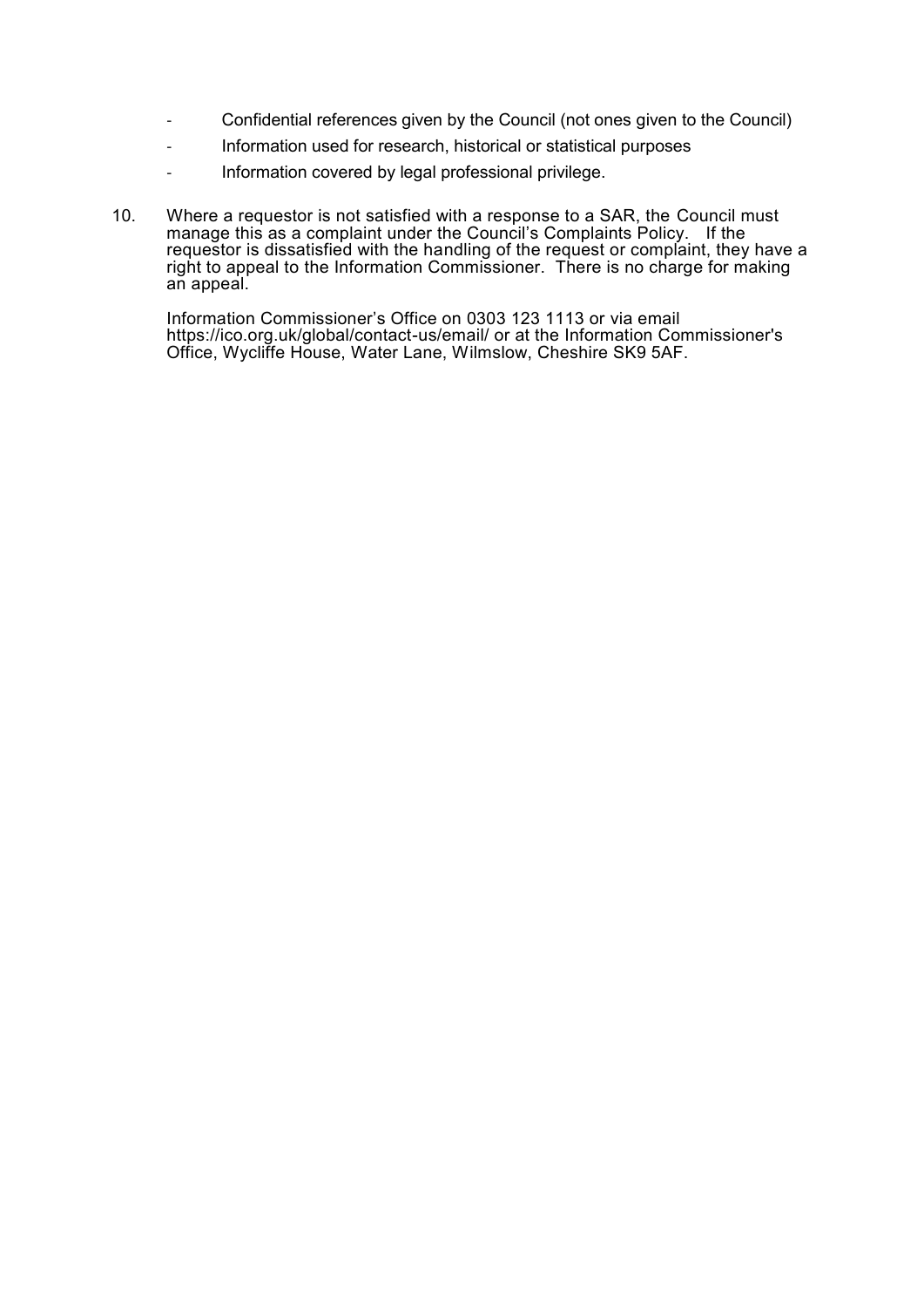- Confidential references given by the Council (not ones given to the Council)
- Information used for research, historical or statistical purposes
- Information covered by legal professional privilege.

10. Where a requestor is not satisfied with a response to a SAR, the Council must manage this as a complaint under the Council's Complaints Policy. If the requestor is dissatisfied with the handling of the request or complaint, they have a right to appeal to the Information Commissioner. There is no charge for making an appeal.

    Information Commissioner's Office on 0303 123 1113 or via email https://ico.org.uk/global/contact-us/email/ or at the Information Commissioner's Office, Wycliffe House, Water Lane, Wilmslow, Cheshire SK9 5AF.